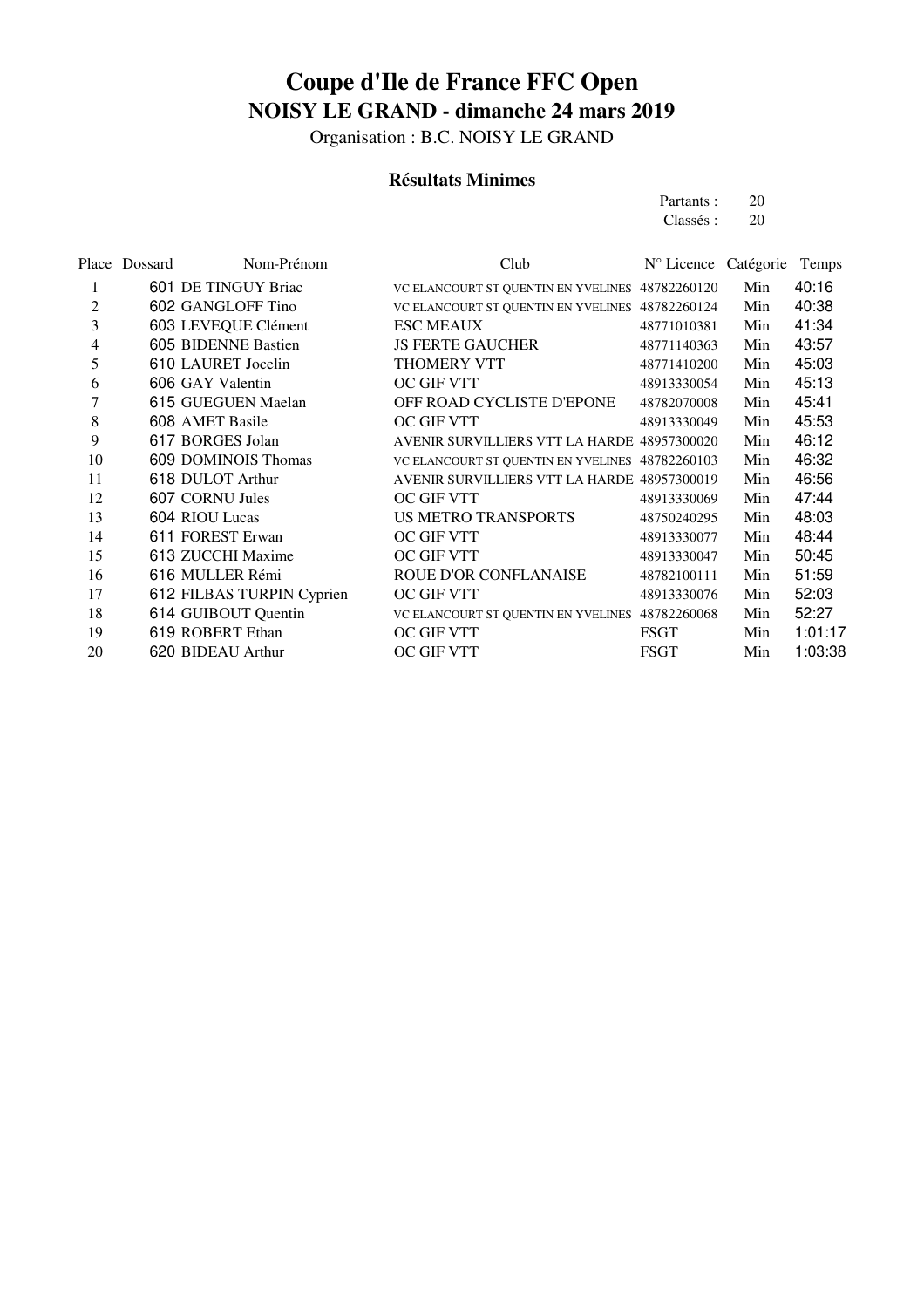# Coupe d'Ile de France FFC Open

## NOISY LE GRAND - dimanche 24 mars 2019

Organisation : B.C. NOISY LE GRAND

### Résultats Minimes

Partants : 20
Classés : 20

| Place | Dossard | Nom-Prénom | Club | N° Licence | Catégorie | Temps |
|---|---|---|---|---|---|---|
| 1 | 601 | DE TINGUY Briac | VC ELANCOURT ST QUENTIN EN YVELINES | 48782260120 | Min | 40:16 |
| 2 | 602 | GANGLOFF Tino | VC ELANCOURT ST QUENTIN EN YVELINES | 48782260124 | Min | 40:38 |
| 3 | 603 | LEVEQUE Clément | ESC MEAUX | 48771010381 | Min | 41:34 |
| 4 | 605 | BIDENNE Bastien | JS FERTE GAUCHER | 48771140363 | Min | 43:57 |
| 5 | 610 | LAURET Jocelin | THOMERY VTT | 48771410200 | Min | 45:03 |
| 6 | 606 | GAY Valentin | OC GIF VTT | 48913330054 | Min | 45:13 |
| 7 | 615 | GUEGUEN Maelan | OFF ROAD CYCLISTE D'EPONE | 48782070008 | Min | 45:41 |
| 8 | 608 | AMET Basile | OC GIF VTT | 48913330049 | Min | 45:53 |
| 9 | 617 | BORGES Jolan | AVENIR SURVILLIERS VTT LA HARDE | 48957300020 | Min | 46:12 |
| 10 | 609 | DOMINOIS Thomas | VC ELANCOURT ST QUENTIN EN YVELINES | 48782260103 | Min | 46:32 |
| 11 | 618 | DULOT Arthur | AVENIR SURVILLIERS VTT LA HARDE | 48957300019 | Min | 46:56 |
| 12 | 607 | CORNU Jules | OC GIF VTT | 48913330069 | Min | 47:44 |
| 13 | 604 | RIOU Lucas | US METRO TRANSPORTS | 48750240295 | Min | 48:03 |
| 14 | 611 | FOREST Erwan | OC GIF VTT | 48913330077 | Min | 48:44 |
| 15 | 613 | ZUCCHI Maxime | OC GIF VTT | 48913330047 | Min | 50:45 |
| 16 | 616 | MULLER Rémi | ROUE D'OR CONFLANAISE | 48782100111 | Min | 51:59 |
| 17 | 612 | FILBAS TURPIN Cyprien | OC GIF VTT | 48913330076 | Min | 52:03 |
| 18 | 614 | GUIBOUT Quentin | VC ELANCOURT ST QUENTIN EN YVELINES | 48782260068 | Min | 52:27 |
| 19 | 619 | ROBERT Ethan | OC GIF VTT | FSGT | Min | 1:01:17 |
| 20 | 620 | BIDEAU Arthur | OC GIF VTT | FSGT | Min | 1:03:38 |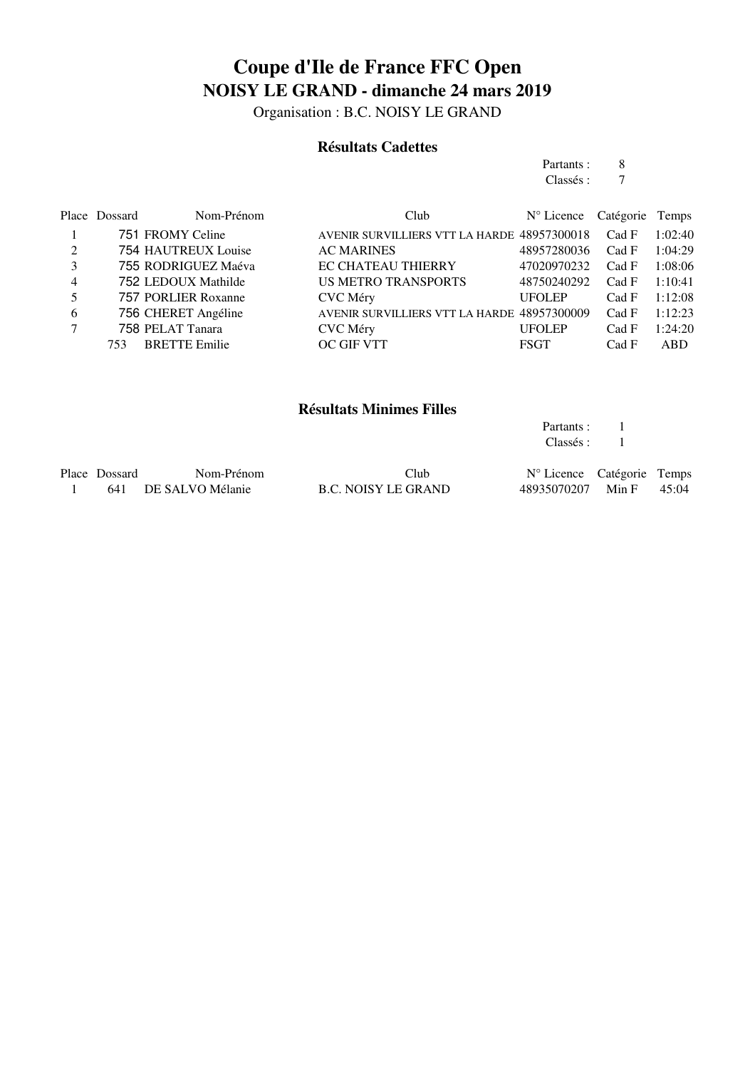# Coupe d'Ile de France FFC Open

## NOISY LE GRAND - dimanche 24 mars 2019

Organisation : B.C. NOISY LE GRAND

### Résultats Cadettes

Partants : 8
Classés : 7

| Place | Dossard | Nom-Prénom | Club | N° Licence | Catégorie | Temps |
|---|---|---|---|---|---|---|
| 1 | 751 | FROMY Celine | AVENIR SURVILLIERS VTT LA HARDE | 48957300018 | Cad F | 1:02:40 |
| 2 | 754 | HAUTREUX Louise | AC MARINES | 48957280036 | Cad F | 1:04:29 |
| 3 | 755 | RODRIGUEZ Maéva | EC CHATEAU THIERRY | 47020970232 | Cad F | 1:08:06 |
| 4 | 752 | LEDOUX Mathilde | US METRO TRANSPORTS | 48750240292 | Cad F | 1:10:41 |
| 5 | 757 | PORLIER Roxanne | CVC Méry | UFOLEP | Cad F | 1:12:08 |
| 6 | 756 | CHERET Angéline | AVENIR SURVILLIERS VTT LA HARDE | 48957300009 | Cad F | 1:12:23 |
| 7 | 758 | PELAT Tanara | CVC Méry | UFOLEP | Cad F | 1:24:20 |
| | 753 | BRETTE Emilie | OC GIF VTT | FSGT | Cad F | ABD |

### Résultats Minimes Filles

Partants : 1
Classés : 1

| Place | Dossard | Nom-Prénom | Club | N° Licence | Catégorie | Temps |
|---|---|---|---|---|---|---|
| 1 | 641 | DE SALVO Mélanie | B.C. NOISY LE GRAND | 48935070207 | Min F | 45:04 |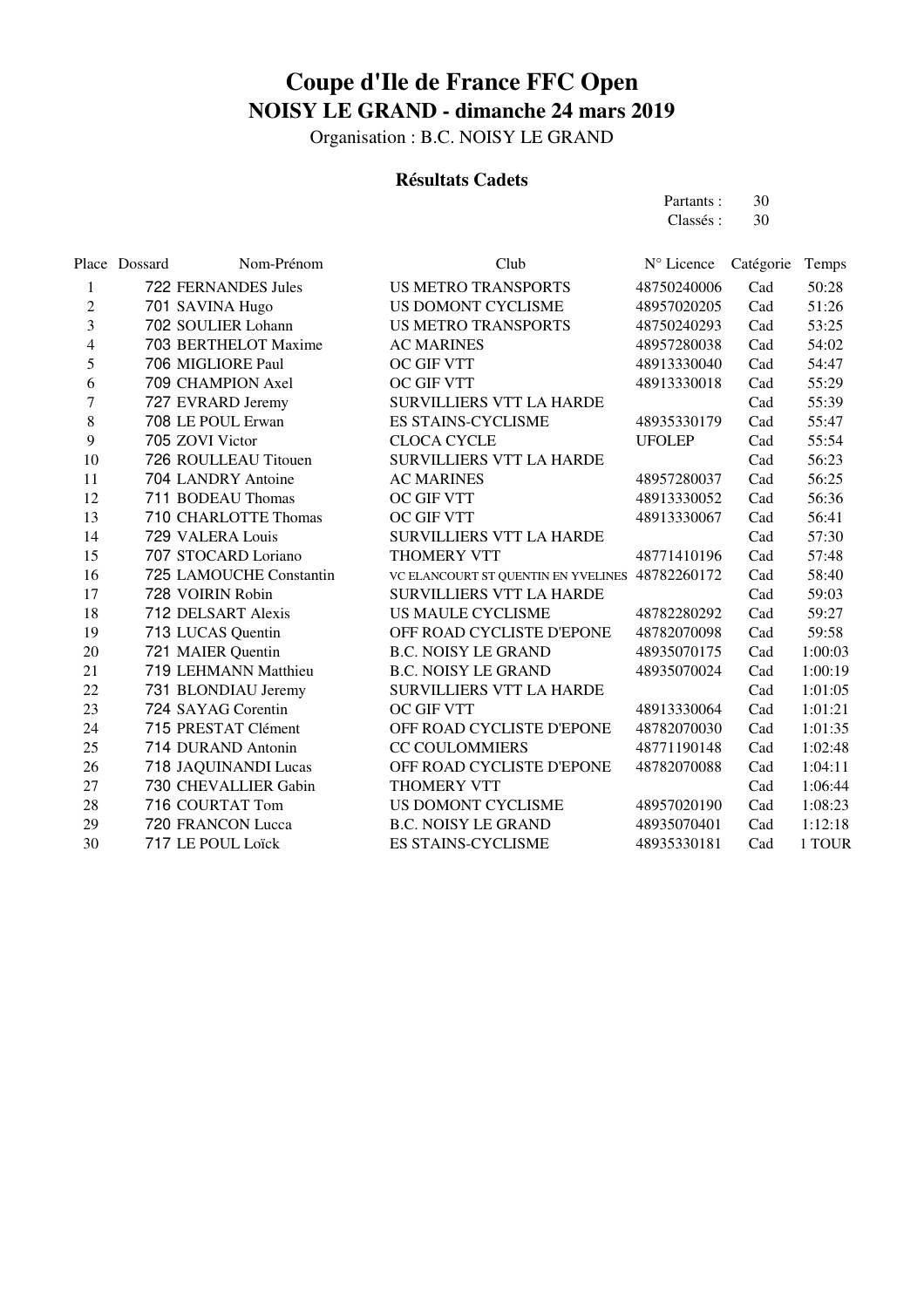# Coupe d'Ile de France FFC Open

## NOISY LE GRAND - dimanche 24 mars 2019

Organisation : B.C. NOISY LE GRAND

### Résultats Cadets

Partants : 30
Classés : 30

| Place | Dossard | Nom-Prénom | Club | N° Licence | Catégorie | Temps |
|---|---|---|---|---|---|---|
| 1 | 722 | FERNANDES Jules | US METRO TRANSPORTS | 48750240006 | Cad | 50:28 |
| 2 | 701 | SAVINA Hugo | US DOMONT CYCLISME | 48957020205 | Cad | 51:26 |
| 3 | 702 | SOULIER Lohann | US METRO TRANSPORTS | 48750240293 | Cad | 53:25 |
| 4 | 703 | BERTHELOT Maxime | AC MARINES | 48957280038 | Cad | 54:02 |
| 5 | 706 | MIGLIORE Paul | OC GIF VTT | 48913330040 | Cad | 54:47 |
| 6 | 709 | CHAMPION Axel | OC GIF VTT | 48913330018 | Cad | 55:29 |
| 7 | 727 | EVRARD Jeremy | SURVILLIERS VTT LA HARDE | | Cad | 55:39 |
| 8 | 708 | LE POUL Erwan | ES STAINS-CYCLISME | 48935330179 | Cad | 55:47 |
| 9 | 705 | ZOVI Victor | CLOCA CYCLE | UFOLEP | Cad | 55:54 |
| 10 | 726 | ROULLEAU Titouen | SURVILLIERS VTT LA HARDE | | Cad | 56:23 |
| 11 | 704 | LANDRY Antoine | AC MARINES | 48957280037 | Cad | 56:25 |
| 12 | 711 | BODEAU Thomas | OC GIF VTT | 48913330052 | Cad | 56:36 |
| 13 | 710 | CHARLOTTE Thomas | OC GIF VTT | 48913330067 | Cad | 56:41 |
| 14 | 729 | VALERA Louis | SURVILLIERS VTT LA HARDE | | Cad | 57:30 |
| 15 | 707 | STOCARD Loriano | THOMERY VTT | 48771410196 | Cad | 57:48 |
| 16 | 725 | LAMOUCHE Constantin | VC ELANCOURT ST QUENTIN EN YVELINES | 48782260172 | Cad | 58:40 |
| 17 | 728 | VOIRIN Robin | SURVILLIERS VTT LA HARDE | | Cad | 59:03 |
| 18 | 712 | DELSART Alexis | US MAULE CYCLISME | 48782280292 | Cad | 59:27 |
| 19 | 713 | LUCAS Quentin | OFF ROAD CYCLISTE D'EPONE | 48782070098 | Cad | 59:58 |
| 20 | 721 | MAIER Quentin | B.C. NOISY LE GRAND | 48935070175 | Cad | 1:00:03 |
| 21 | 719 | LEHMANN Matthieu | B.C. NOISY LE GRAND | 48935070024 | Cad | 1:00:19 |
| 22 | 731 | BLONDIAU Jeremy | SURVILLIERS VTT LA HARDE | | Cad | 1:01:05 |
| 23 | 724 | SAYAG Corentin | OC GIF VTT | 48913330064 | Cad | 1:01:21 |
| 24 | 715 | PRESTAT Clément | OFF ROAD CYCLISTE D'EPONE | 48782070030 | Cad | 1:01:35 |
| 25 | 714 | DURAND Antonin | CC COULOMMIERS | 48771190148 | Cad | 1:02:48 |
| 26 | 718 | JAQUINANDI Lucas | OFF ROAD CYCLISTE D'EPONE | 48782070088 | Cad | 1:04:11 |
| 27 | 730 | CHEVALLIER Gabin | THOMERY VTT | | Cad | 1:06:44 |
| 28 | 716 | COURTAT Tom | US DOMONT CYCLISME | 48957020190 | Cad | 1:08:23 |
| 29 | 720 | FRANCON Lucca | B.C. NOISY LE GRAND | 48935070401 | Cad | 1:12:18 |
| 30 | 717 | LE POUL Loïck | ES STAINS-CYCLISME | 48935330181 | Cad | 1 TOUR |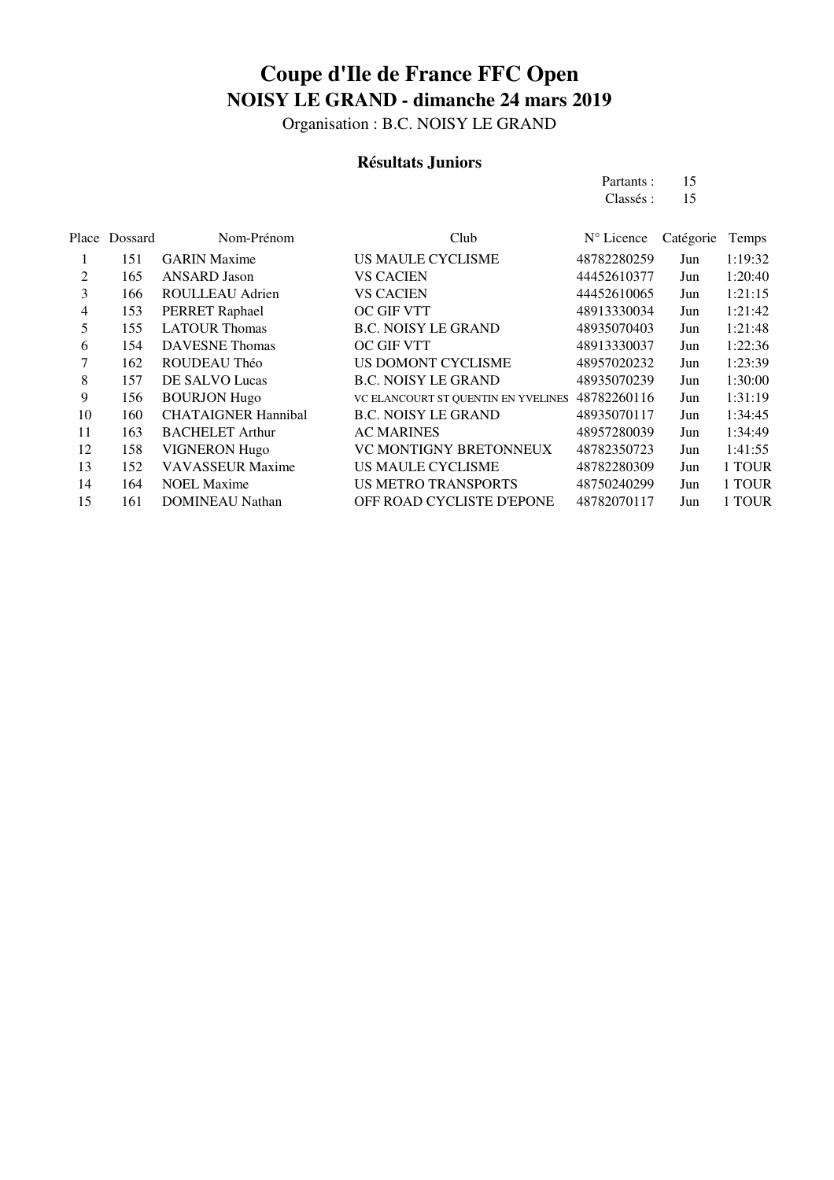# Coupe d'Ile de France FFC Open

## NOISY LE GRAND - dimanche 24 mars 2019

Organisation : B.C. NOISY LE GRAND

### Résultats Juniors

Partants : 15
Classés : 15

| Place | Dossard | Nom-Prénom | Club | N° Licence | Catégorie | Temps |
|---|---|---|---|---|---|---|
| 1 | 151 | GARIN Maxime | US MAULE CYCLISME | 48782280259 | Jun | 1:19:32 |
| 2 | 165 | ANSARD Jason | VS CACIEN | 44452610377 | Jun | 1:20:40 |
| 3 | 166 | ROULLEAU Adrien | VS CACIEN | 44452610065 | Jun | 1:21:15 |
| 4 | 153 | PERRET Raphael | OC GIF VTT | 48913330034 | Jun | 1:21:42 |
| 5 | 155 | LATOUR Thomas | B.C. NOISY LE GRAND | 48935070403 | Jun | 1:21:48 |
| 6 | 154 | DAVESNE Thomas | OC GIF VTT | 48913330037 | Jun | 1:22:36 |
| 7 | 162 | ROUDEAU Théo | US DOMONT CYCLISME | 48957020232 | Jun | 1:23:39 |
| 8 | 157 | DE SALVO Lucas | B.C. NOISY LE GRAND | 48935070239 | Jun | 1:30:00 |
| 9 | 156 | BOURJON Hugo | VC ELANCOURT ST QUENTIN EN YVELINES | 48782260116 | Jun | 1:31:19 |
| 10 | 160 | CHATAIGNER Hannibal | B.C. NOISY LE GRAND | 48935070117 | Jun | 1:34:45 |
| 11 | 163 | BACHELET Arthur | AC MARINES | 48957280039 | Jun | 1:34:49 |
| 12 | 158 | VIGNERON Hugo | VC MONTIGNY BRETONNEUX | 48782350723 | Jun | 1:41:55 |
| 13 | 152 | VAVASSEUR Maxime | US MAULE CYCLISME | 48782280309 | Jun | 1 TOUR |
| 14 | 164 | NOEL Maxime | US METRO TRANSPORTS | 48750240299 | Jun | 1 TOUR |
| 15 | 161 | DOMINEAU Nathan | OFF ROAD CYCLISTE D'EPONE | 48782070117 | Jun | 1 TOUR |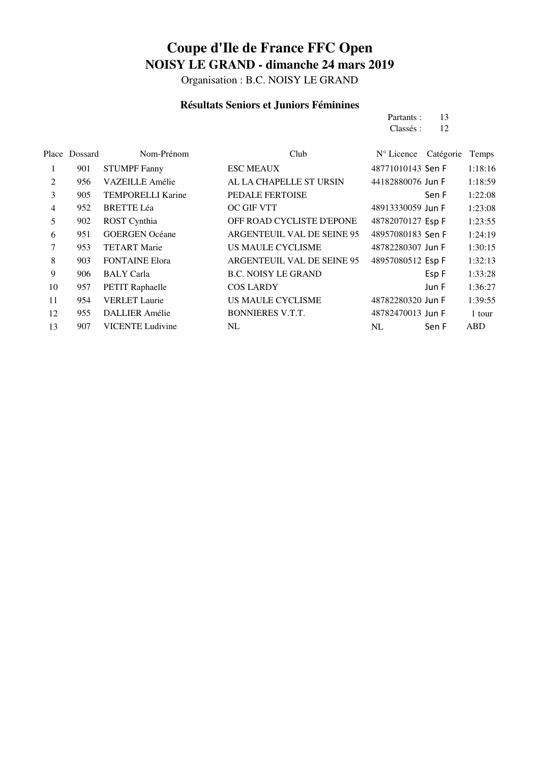# Coupe d'Ile de France FFC Open

## NOISY LE GRAND - dimanche 24 mars 2019

Organisation : B.C. NOISY LE GRAND

### Résultats Seniors et Juniors Féminines

Partants : 13
Classés : 12

| Place | Dossard | Nom-Prénom | Club | N° Licence | Catégorie | Temps |
|---|---|---|---|---|---|---|
| 1 | 901 | STUMPF Fanny | ESC MEAUX | 48771010143 | Sen F | 1:18:16 |
| 2 | 956 | VAZEILLE Amélie | AL LA CHAPELLE ST URSIN | 44182880076 | Jun F | 1:18:59 |
| 3 | 905 | TEMPORELLI Karine | PEDALE FERTOISE | | Sen F | 1:22:08 |
| 4 | 952 | BRETTE Léa | OC GIF VTT | 48913330059 | Jun F | 1:23:08 |
| 5 | 902 | ROST Cynthia | OFF ROAD CYCLISTE D'EPONE | 48782070127 | Esp F | 1:23:55 |
| 6 | 951 | GOERGEN Océane | ARGENTEUIL VAL DE SEINE 95 | 48957080183 | Sen F | 1:24:19 |
| 7 | 953 | TETART Marie | US MAULE CYCLISME | 48782280307 | Jun F | 1:30:15 |
| 8 | 903 | FONTAINE Elora | ARGENTEUIL VAL DE SEINE 95 | 48957080512 | Esp F | 1:32:13 |
| 9 | 906 | BALY Carla | B.C. NOISY LE GRAND | | Esp F | 1:33:28 |
| 10 | 957 | PETIT Raphaelle | COS LARDY | | Jun F | 1:36:27 |
| 11 | 954 | VERLET Laurie | US MAULE CYCLISME | 48782280320 | Jun F | 1:39:55 |
| 12 | 955 | DALLIER Amélie | BONNIERES V.T.T. | 48782470013 | Jun F | 1 tour |
| 13 | 907 | VICENTE Ludivine | NL | NL | Sen F | ABD |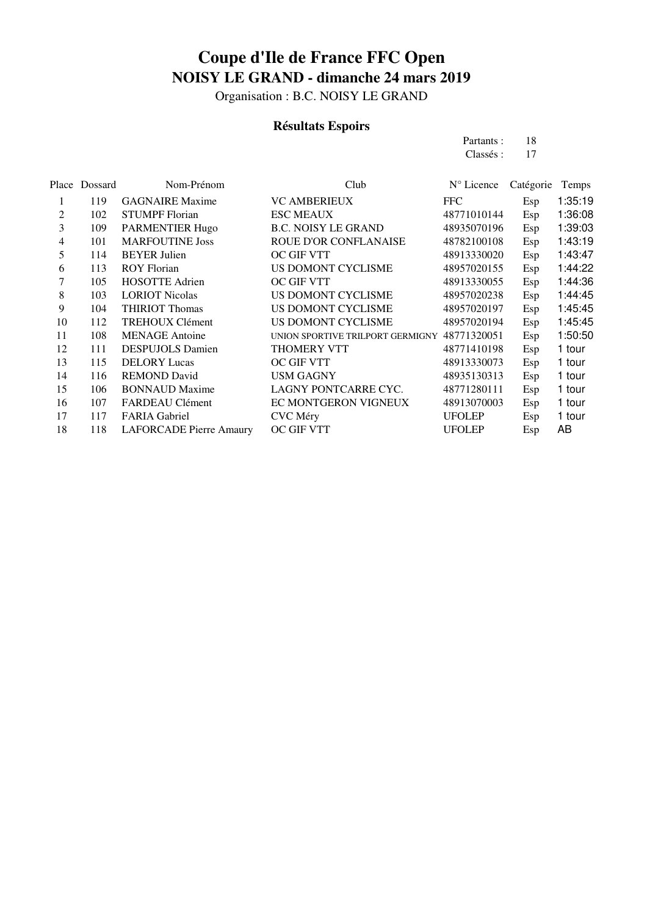# Coupe d'Ile de France FFC Open

## NOISY LE GRAND - dimanche 24 mars 2019

Organisation : B.C. NOISY LE GRAND

### Résultats Espoirs

Partants : 18
Classés : 17

| Place | Dossard | Nom-Prénom | Club | N° Licence | Catégorie | Temps |
|---|---|---|---|---|---|---|
| 1 | 119 | GAGNAIRE Maxime | VC AMBERIEUX | FFC | Esp | 1:35:19 |
| 2 | 102 | STUMPF Florian | ESC MEAUX | 48771010144 | Esp | 1:36:08 |
| 3 | 109 | PARMENTIER Hugo | B.C. NOISY LE GRAND | 48935070196 | Esp | 1:39:03 |
| 4 | 101 | MARFOUTINE Joss | ROUE D'OR CONFLANAISE | 48782100108 | Esp | 1:43:19 |
| 5 | 114 | BEYER Julien | OC GIF VTT | 48913330020 | Esp | 1:43:47 |
| 6 | 113 | ROY Florian | US DOMONT CYCLISME | 48957020155 | Esp | 1:44:22 |
| 7 | 105 | HOSOTTE Adrien | OC GIF VTT | 48913330055 | Esp | 1:44:36 |
| 8 | 103 | LORIOT Nicolas | US DOMONT CYCLISME | 48957020238 | Esp | 1:44:45 |
| 9 | 104 | THIRIOT Thomas | US DOMONT CYCLISME | 48957020197 | Esp | 1:45:45 |
| 10 | 112 | TREHOUX Clément | US DOMONT CYCLISME | 48957020194 | Esp | 1:45:45 |
| 11 | 108 | MENAGE Antoine | UNION SPORTIVE TRILPORT GERMIGNY | 48771320051 | Esp | 1:50:50 |
| 12 | 111 | DESPUJOLS Damien | THOMERY VTT | 48771410198 | Esp | 1 tour |
| 13 | 115 | DELORY Lucas | OC GIF VTT | 48913330073 | Esp | 1 tour |
| 14 | 116 | REMOND David | USM GAGNY | 48935130313 | Esp | 1 tour |
| 15 | 106 | BONNAUD Maxime | LAGNY PONTCARRE CYC. | 48771280111 | Esp | 1 tour |
| 16 | 107 | FARDEAU Clément | EC MONTGERON VIGNEUX | 48913070003 | Esp | 1 tour |
| 17 | 117 | FARIA Gabriel | CVC Méry | UFOLEP | Esp | 1 tour |
| 18 | 118 | LAFORCADE Pierre Amaury | OC GIF VTT | UFOLEP | Esp | AB |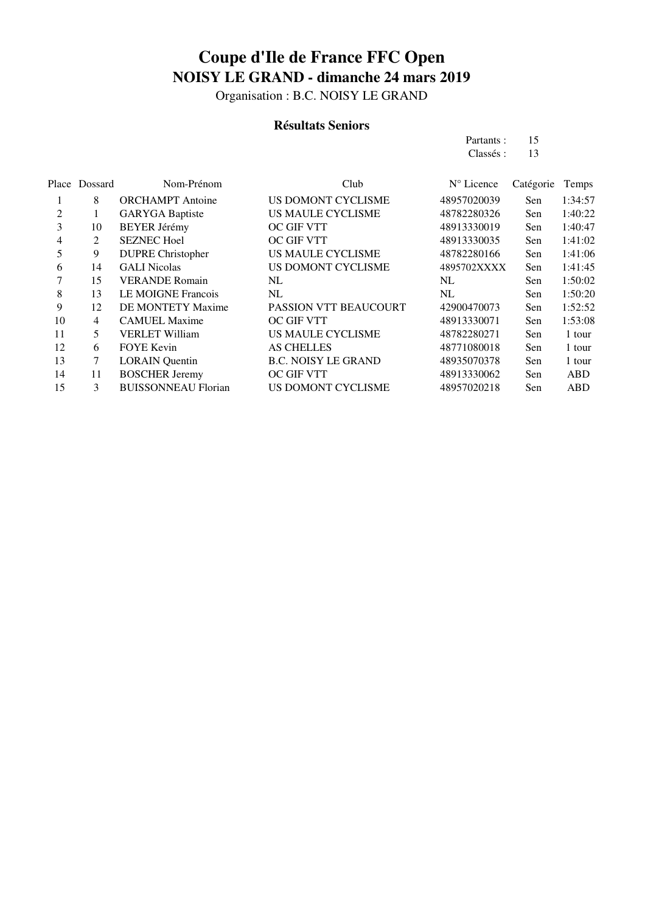# Coupe d'Ile de France FFC Open

## NOISY LE GRAND - dimanche 24 mars 2019

Organisation : B.C. NOISY LE GRAND

### Résultats Seniors

Partants : 15
Classés : 13

| Place | Dossard | Nom-Prénom | Club | N° Licence | Catégorie | Temps |
|---|---|---|---|---|---|---|
| 1 | 8 | ORCHAMPT Antoine | US DOMONT CYCLISME | 48957020039 | Sen | 1:34:57 |
| 2 | 1 | GARYGA Baptiste | US MAULE CYCLISME | 48782280326 | Sen | 1:40:22 |
| 3 | 10 | BEYER Jérémy | OC GIF VTT | 48913330019 | Sen | 1:40:47 |
| 4 | 2 | SEZNEC Hoel | OC GIF VTT | 48913330035 | Sen | 1:41:02 |
| 5 | 9 | DUPRE Christopher | US MAULE CYCLISME | 48782280166 | Sen | 1:41:06 |
| 6 | 14 | GALI Nicolas | US DOMONT CYCLISME | 4895702XXXX | Sen | 1:41:45 |
| 7 | 15 | VERANDE Romain | NL | NL | Sen | 1:50:02 |
| 8 | 13 | LE MOIGNE Francois | NL | NL | Sen | 1:50:20 |
| 9 | 12 | DE MONTETY Maxime | PASSION VTT BEAUCOURT | 42900470073 | Sen | 1:52:52 |
| 10 | 4 | CAMUEL Maxime | OC GIF VTT | 48913330071 | Sen | 1:53:08 |
| 11 | 5 | VERLET William | US MAULE CYCLISME | 48782280271 | Sen | 1 tour |
| 12 | 6 | FOYE Kevin | AS CHELLES | 48771080018 | Sen | 1 tour |
| 13 | 7 | LORAIN Quentin | B.C. NOISY LE GRAND | 48935070378 | Sen | 1 tour |
| 14 | 11 | BOSCHER Jeremy | OC GIF VTT | 48913330062 | Sen | ABD |
| 15 | 3 | BUISSONNEAU Florian | US DOMONT CYCLISME | 48957020218 | Sen | ABD |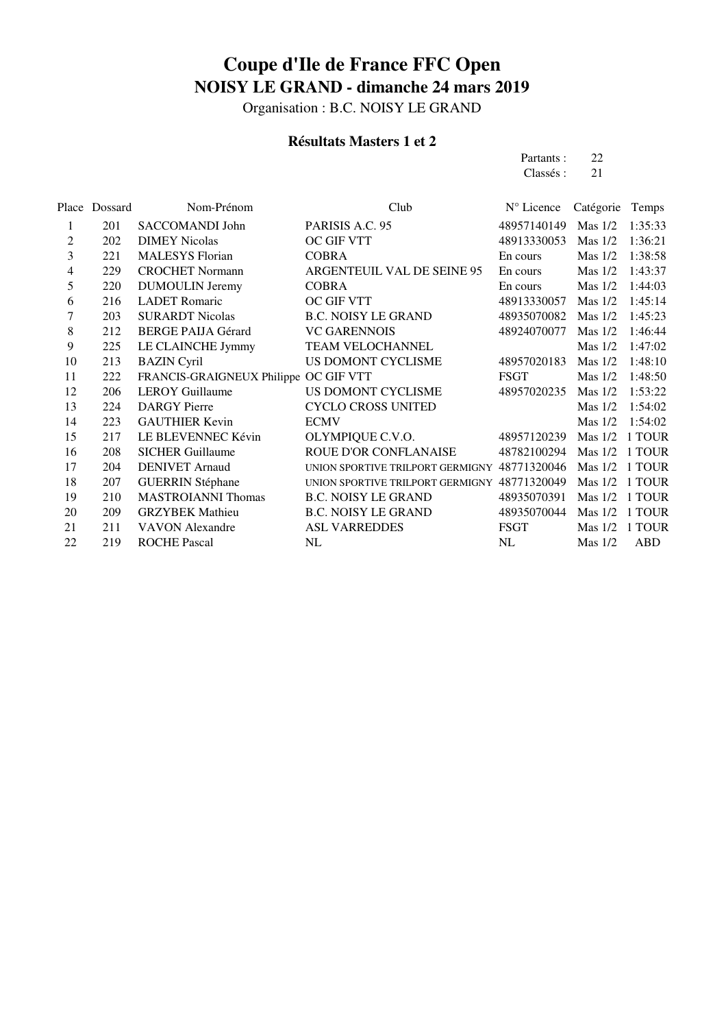# Coupe d'Ile de France FFC Open

## NOISY LE GRAND - dimanche 24 mars 2019

Organisation : B.C. NOISY LE GRAND

### Résultats Masters 1 et 2

Partants : 22
Classés : 21

| Place | Dossard | Nom-Prénom | Club | N° Licence | Catégorie | Temps |
|---|---|---|---|---|---|---|
| 1 | 201 | SACCOMANDI John | PARISIS A.C. 95 | 48957140149 | Mas 1/2 | 1:35:33 |
| 2 | 202 | DIMEY Nicolas | OC GIF VTT | 48913330053 | Mas 1/2 | 1:36:21 |
| 3 | 221 | MALESYS Florian | COBRA | En cours | Mas 1/2 | 1:38:58 |
| 4 | 229 | CROCHET Normann | ARGENTEUIL VAL DE SEINE 95 | En cours | Mas 1/2 | 1:43:37 |
| 5 | 220 | DUMOULIN Jeremy | COBRA | En cours | Mas 1/2 | 1:44:03 |
| 6 | 216 | LADET Romaric | OC GIF VTT | 48913330057 | Mas 1/2 | 1:45:14 |
| 7 | 203 | SURARDT Nicolas | B.C. NOISY LE GRAND | 48935070082 | Mas 1/2 | 1:45:23 |
| 8 | 212 | BERGE PAIJA Gérard | VC GARENNOIS | 48924070077 | Mas 1/2 | 1:46:44 |
| 9 | 225 | LE CLAINCHE Jymmy | TEAM VELOCHANNEL | | Mas 1/2 | 1:47:02 |
| 10 | 213 | BAZIN Cyril | US DOMONT CYCLISME | 48957020183 | Mas 1/2 | 1:48:10 |
| 11 | 222 | FRANCIS-GRAIGNEUX Philippe | OC GIF VTT | FSGT | Mas 1/2 | 1:48:50 |
| 12 | 206 | LEROY Guillaume | US DOMONT CYCLISME | 48957020235 | Mas 1/2 | 1:53:22 |
| 13 | 224 | DARGY Pierre | CYCLO CROSS UNITED | | Mas 1/2 | 1:54:02 |
| 14 | 223 | GAUTHIER Kevin | ECMV | | Mas 1/2 | 1:54:02 |
| 15 | 217 | LE BLEVENNEC Kévin | OLYMPIQUE C.V.O. | 48957120239 | Mas 1/2 | 1 TOUR |
| 16 | 208 | SICHER Guillaume | ROUE D'OR CONFLANAISE | 48782100294 | Mas 1/2 | 1 TOUR |
| 17 | 204 | DENIVET Arnaud | UNION SPORTIVE TRILPORT GERMIGNY | 48771320046 | Mas 1/2 | 1 TOUR |
| 18 | 207 | GUERRIN Stéphane | UNION SPORTIVE TRILPORT GERMIGNY | 48771320049 | Mas 1/2 | 1 TOUR |
| 19 | 210 | MASTROIANNI Thomas | B.C. NOISY LE GRAND | 48935070391 | Mas 1/2 | 1 TOUR |
| 20 | 209 | GRZYBEK Mathieu | B.C. NOISY LE GRAND | 48935070044 | Mas 1/2 | 1 TOUR |
| 21 | 211 | VAVON Alexandre | ASL VARREDDES | FSGT | Mas 1/2 | 1 TOUR |
| 22 | 219 | ROCHE Pascal | NL | NL | Mas 1/2 | ABD |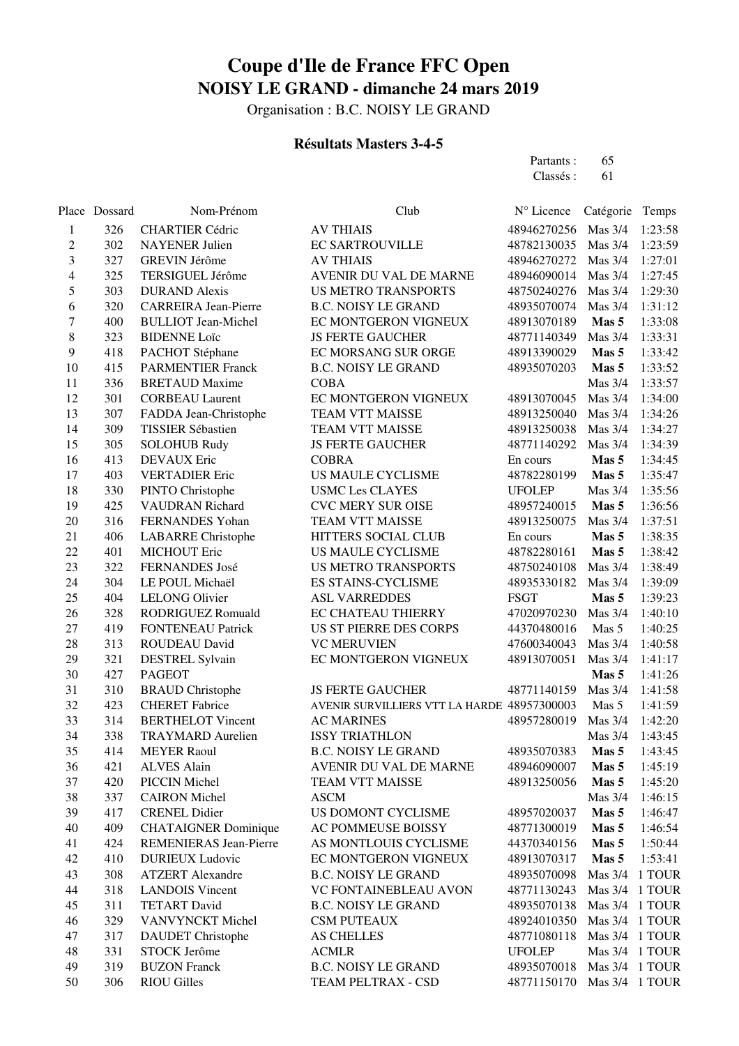# Coupe d'Ile de France FFC Open

## NOISY LE GRAND - dimanche 24 mars 2019

Organisation : B.C. NOISY LE GRAND

### Résultats Masters 3-4-5

Partants : 65
Classés : 61

| Place | Dossard | Nom-Prénom | Club | N° Licence | Catégorie | Temps |
|---|---|---|---|---|---|---|
| 1 | 326 | CHARTIER Cédric | AV THIAIS | 48946270256 | Mas 3/4 | 1:23:58 |
| 2 | 302 | NAYENER Julien | EC SARTROUVILLE | 48782130035 | Mas 3/4 | 1:23:59 |
| 3 | 327 | GREVIN Jérôme | AV THIAIS | 48946270272 | Mas 3/4 | 1:27:01 |
| 4 | 325 | TERSIGUEL Jérôme | AVENIR DU VAL DE MARNE | 48946090014 | Mas 3/4 | 1:27:45 |
| 5 | 303 | DURAND Alexis | US METRO TRANSPORTS | 48750240276 | Mas 3/4 | 1:29:30 |
| 6 | 320 | CARREIRA Jean-Pierre | B.C. NOISY LE GRAND | 48935070074 | Mas 3/4 | 1:31:12 |
| 7 | 400 | BULLIOT Jean-Michel | EC MONTGERON VIGNEUX | 48913070189 | **Mas 5** | 1:33:08 |
| 8 | 323 | BIDENNE Loïc | JS FERTE GAUCHER | 48771140349 | Mas 3/4 | 1:33:31 |
| 9 | 418 | PACHOT Stéphane | EC MORSANG SUR ORGE | 48913390029 | **Mas 5** | 1:33:42 |
| 10 | 415 | PARMENTIER Franck | B.C. NOISY LE GRAND | 48935070203 | **Mas 5** | 1:33:52 |
| 11 | 336 | BRETAUD Maxime | COBA | | Mas 3/4 | 1:33:57 |
| 12 | 301 | CORBEAU Laurent | EC MONTGERON VIGNEUX | 48913070045 | Mas 3/4 | 1:34:00 |
| 13 | 307 | FADDA Jean-Christophe | TEAM VTT MAISSE | 48913250040 | Mas 3/4 | 1:34:26 |
| 14 | 309 | TISSIER Sébastien | TEAM VTT MAISSE | 48913250038 | Mas 3/4 | 1:34:27 |
| 15 | 305 | SOLOHUB Rudy | JS FERTE GAUCHER | 48771140292 | Mas 3/4 | 1:34:39 |
| 16 | 413 | DEVAUX Eric | COBRA | En cours | **Mas 5** | 1:34:45 |
| 17 | 403 | VERTADIER Eric | US MAULE CYCLISME | 48782280199 | **Mas 5** | 1:35:47 |
| 18 | 330 | PINTO Christophe | USMC Les CLAYES | UFOLEP | Mas 3/4 | 1:35:56 |
| 19 | 425 | VAUDRAN Richard | CVC MERY SUR OISE | 48957240015 | **Mas 5** | 1:36:56 |
| 20 | 316 | FERNANDES Yohan | TEAM VTT MAISSE | 48913250075 | Mas 3/4 | 1:37:51 |
| 21 | 406 | LABARRE Christophe | HITTERS SOCIAL CLUB | En cours | **Mas 5** | 1:38:35 |
| 22 | 401 | MICHOUT Eric | US MAULE CYCLISME | 48782280161 | **Mas 5** | 1:38:42 |
| 23 | 322 | FERNANDES José | US METRO TRANSPORTS | 48750240108 | Mas 3/4 | 1:38:49 |
| 24 | 304 | LE POUL Michaël | ES STAINS-CYCLISME | 48935330182 | Mas 3/4 | 1:39:09 |
| 25 | 404 | LELONG Olivier | ASL VARREDDES | FSGT | **Mas 5** | 1:39:23 |
| 26 | 328 | RODRIGUEZ Romuald | EC CHATEAU THIERRY | 47020970230 | Mas 3/4 | 1:40:10 |
| 27 | 419 | FONTENEAU Patrick | US ST PIERRE DES CORPS | 44370480016 | Mas 5 | 1:40:25 |
| 28 | 313 | ROUDEAU David | VC MERUVIEN | 47600340043 | Mas 3/4 | 1:40:58 |
| 29 | 321 | DESTREL Sylvain | EC MONTGERON VIGNEUX | 48913070051 | Mas 3/4 | 1:41:17 |
| 30 | 427 | PAGEOT | | | **Mas 5** | 1:41:26 |
| 31 | 310 | BRAUD Christophe | JS FERTE GAUCHER | 48771140159 | Mas 3/4 | 1:41:58 |
| 32 | 423 | CHERET Fabrice | AVENIR SURVILLIERS VTT LA HARDE | 48957300003 | Mas 5 | 1:41:59 |
| 33 | 314 | BERTHELOT Vincent | AC MARINES | 48957280019 | Mas 3/4 | 1:42:20 |
| 34 | 338 | TRAYMARD Aurelien | ISSY TRIATHLON | | Mas 3/4 | 1:43:45 |
| 35 | 414 | MEYER Raoul | B.C. NOISY LE GRAND | 48935070383 | **Mas 5** | 1:43:45 |
| 36 | 421 | ALVES Alain | AVENIR DU VAL DE MARNE | 48946090007 | **Mas 5** | 1:45:19 |
| 37 | 420 | PICCIN Michel | TEAM VTT MAISSE | 48913250056 | **Mas 5** | 1:45:20 |
| 38 | 337 | CAIRON Michel | ASCM | | Mas 3/4 | 1:46:15 |
| 39 | 417 | CRENEL Didier | US DOMONT CYCLISME | 48957020037 | **Mas 5** | 1:46:47 |
| 40 | 409 | CHATAIGNER Dominique | AC POMMEUSE BOISSY | 48771300019 | **Mas 5** | 1:46:54 |
| 41 | 424 | REMENIERAS Jean-Pierre | AS MONTLOUIS CYCLISME | 44370340156 | **Mas 5** | 1:50:44 |
| 42 | 410 | DURIEUX Ludovic | EC MONTGERON VIGNEUX | 48913070317 | **Mas 5** | 1:53:41 |
| 43 | 308 | ATZERT Alexandre | B.C. NOISY LE GRAND | 48935070098 | Mas 3/4 | 1 TOUR |
| 44 | 318 | LANDOIS Vincent | VC FONTAINEBLEAU AVON | 48771130243 | Mas 3/4 | 1 TOUR |
| 45 | 311 | TETART David | B.C. NOISY LE GRAND | 48935070138 | Mas 3/4 | 1 TOUR |
| 46 | 329 | VANVYNCKT Michel | CSM PUTEAUX | 48924010350 | Mas 3/4 | 1 TOUR |
| 47 | 317 | DAUDET Christophe | AS CHELLES | 48771080118 | Mas 3/4 | 1 TOUR |
| 48 | 331 | STOCK Jerôme | ACMLR | UFOLEP | Mas 3/4 | 1 TOUR |
| 49 | 319 | BUZON Franck | B.C. NOISY LE GRAND | 48935070018 | Mas 3/4 | 1 TOUR |
| 50 | 306 | RIOU Gilles | TEAM PELTRAX - CSD | 48771150170 | Mas 3/4 | 1 TOUR |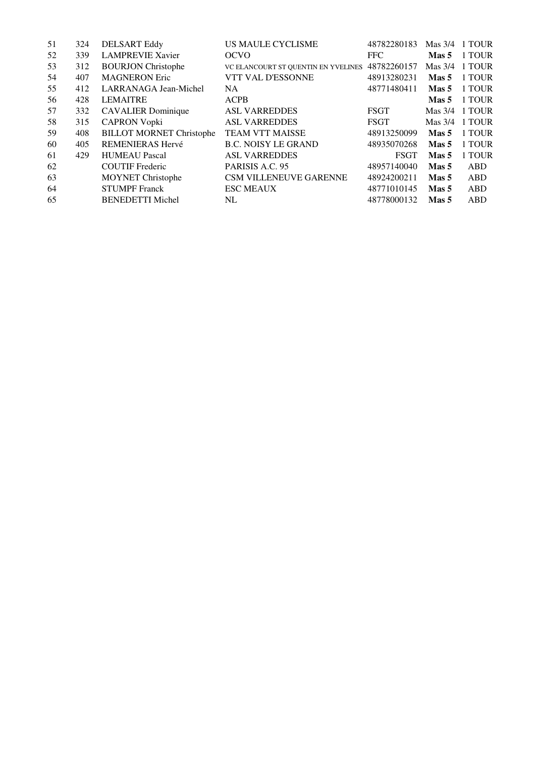| | | | | | | |
|---|---|---|---|---|---|---|
| 51 | 324 | DELSART Eddy | US MAULE CYCLISME | 48782280183 | Mas 3/4 | 1 TOUR |
| 52 | 339 | LAMPREVIE Xavier | OCVO | FFC | **Mas 5** | 1 TOUR |
| 53 | 312 | BOURJON Christophe | VC ELANCOURT ST QUENTIN EN YVELINES | 48782260157 | Mas 3/4 | 1 TOUR |
| 54 | 407 | MAGNERON Eric | VTT VAL D'ESSONNE | 48913280231 | **Mas 5** | 1 TOUR |
| 55 | 412 | LARRANAGA Jean-Michel | NA | 48771480411 | **Mas 5** | 1 TOUR |
| 56 | 428 | LEMAITRE | ACPB | | **Mas 5** | 1 TOUR |
| 57 | 332 | CAVALIER Dominique | ASL VARREDDES | FSGT | Mas 3/4 | 1 TOUR |
| 58 | 315 | CAPRON Vopki | ASL VARREDDES | FSGT | Mas 3/4 | 1 TOUR |
| 59 | 408 | BILLOT MORNET Christophe | TEAM VTT MAISSE | 48913250099 | **Mas 5** | 1 TOUR |
| 60 | 405 | REMENIERAS Hervé | B.C. NOISY LE GRAND | 48935070268 | **Mas 5** | 1 TOUR |
| 61 | 429 | HUMEAU Pascal | ASL VARREDDES | FSGT | **Mas 5** | 1 TOUR |
| 62 | | COUTIF Frederic | PARISIS A.C. 95 | 48957140040 | **Mas 5** | ABD |
| 63 | | MOYNET Christophe | CSM VILLENEUVE GARENNE | 48924200211 | **Mas 5** | ABD |
| 64 | | STUMPF Franck | ESC MEAUX | 48771010145 | **Mas 5** | ABD |
| 65 | | BENEDETTI Michel | NL | 48778000132 | **Mas 5** | ABD |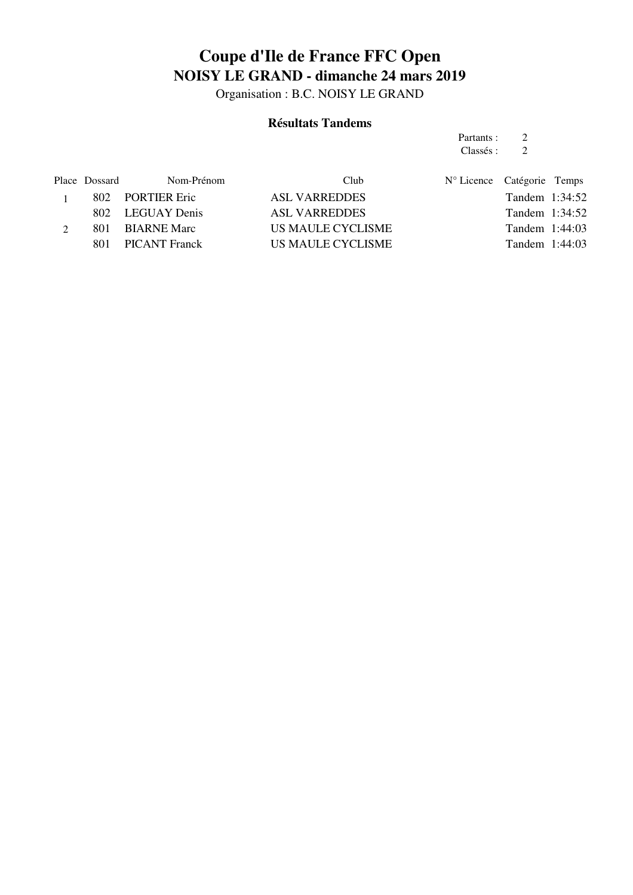# Coupe d'Ile de France FFC Open

## NOISY LE GRAND - dimanche 24 mars 2019

Organisation : B.C. NOISY LE GRAND

### Résultats Tandems

Partants : 2
Classés : 2

| Place | Dossard | Nom-Prénom | Club | N° Licence | Catégorie | Temps |
|---|---|---|---|---|---|---|
| 1 | 802 | PORTIER Eric | ASL VARREDDES | | Tandem | 1:34:52 |
| | 802 | LEGUAY Denis | ASL VARREDDES | | Tandem | 1:34:52 |
| 2 | 801 | BIARNE Marc | US MAULE CYCLISME | | Tandem | 1:44:03 |
| | 801 | PICANT Franck | US MAULE CYCLISME | | Tandem | 1:44:03 |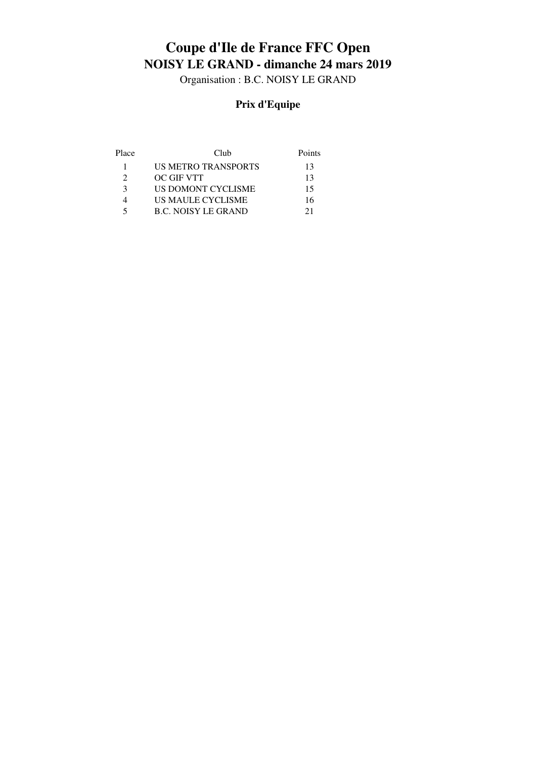# Coupe d'Ile de France FFC Open

## NOISY LE GRAND - dimanche 24 mars 2019

Organisation : B.C. NOISY LE GRAND

### Prix d'Equipe

| Place | Club | Points |
|---|---|---|
| 1 | US METRO TRANSPORTS | 13 |
| 2 | OC GIF VTT | 13 |
| 3 | US DOMONT CYCLISME | 15 |
| 4 | US MAULE CYCLISME | 16 |
| 5 | B.C. NOISY LE GRAND | 21 |